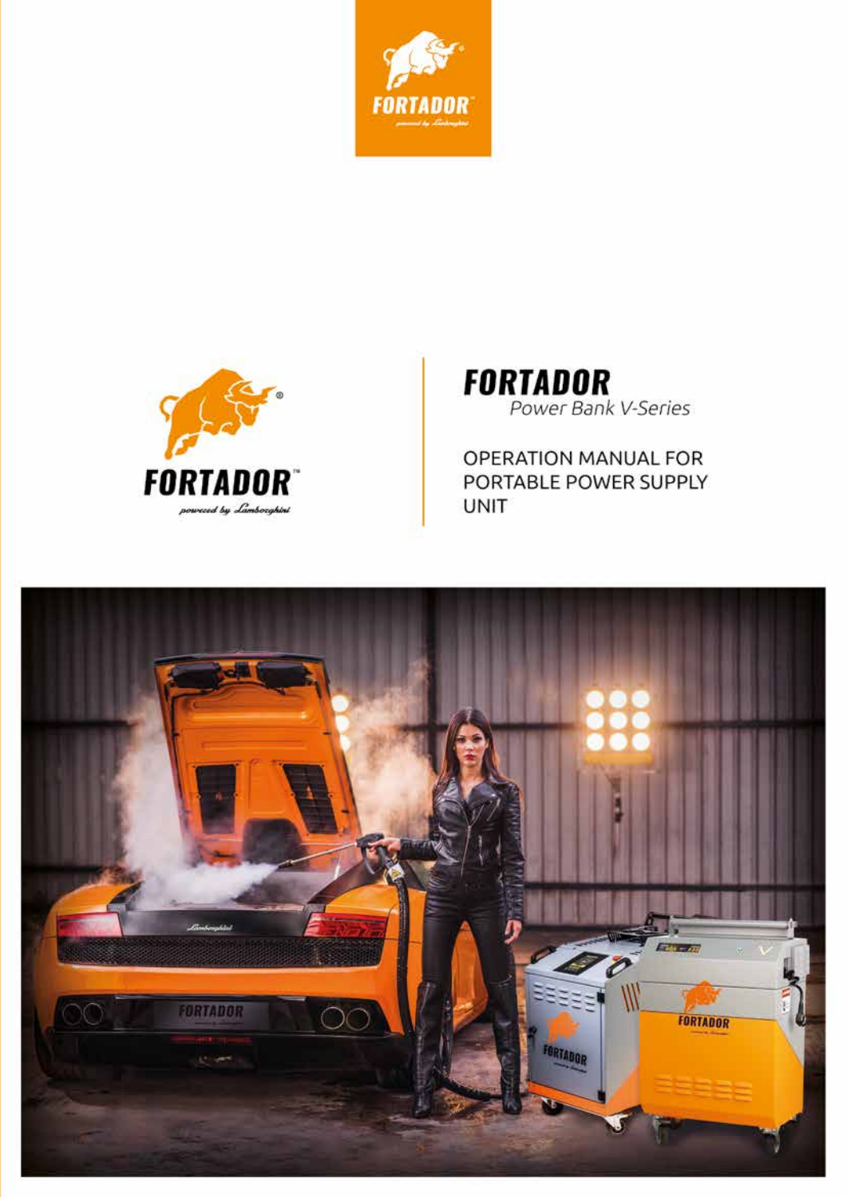# FORTADOR

*Power Bank V-Series*

OPERATION MANUAL FOR PORTABLE POWER SUPPLY UNIT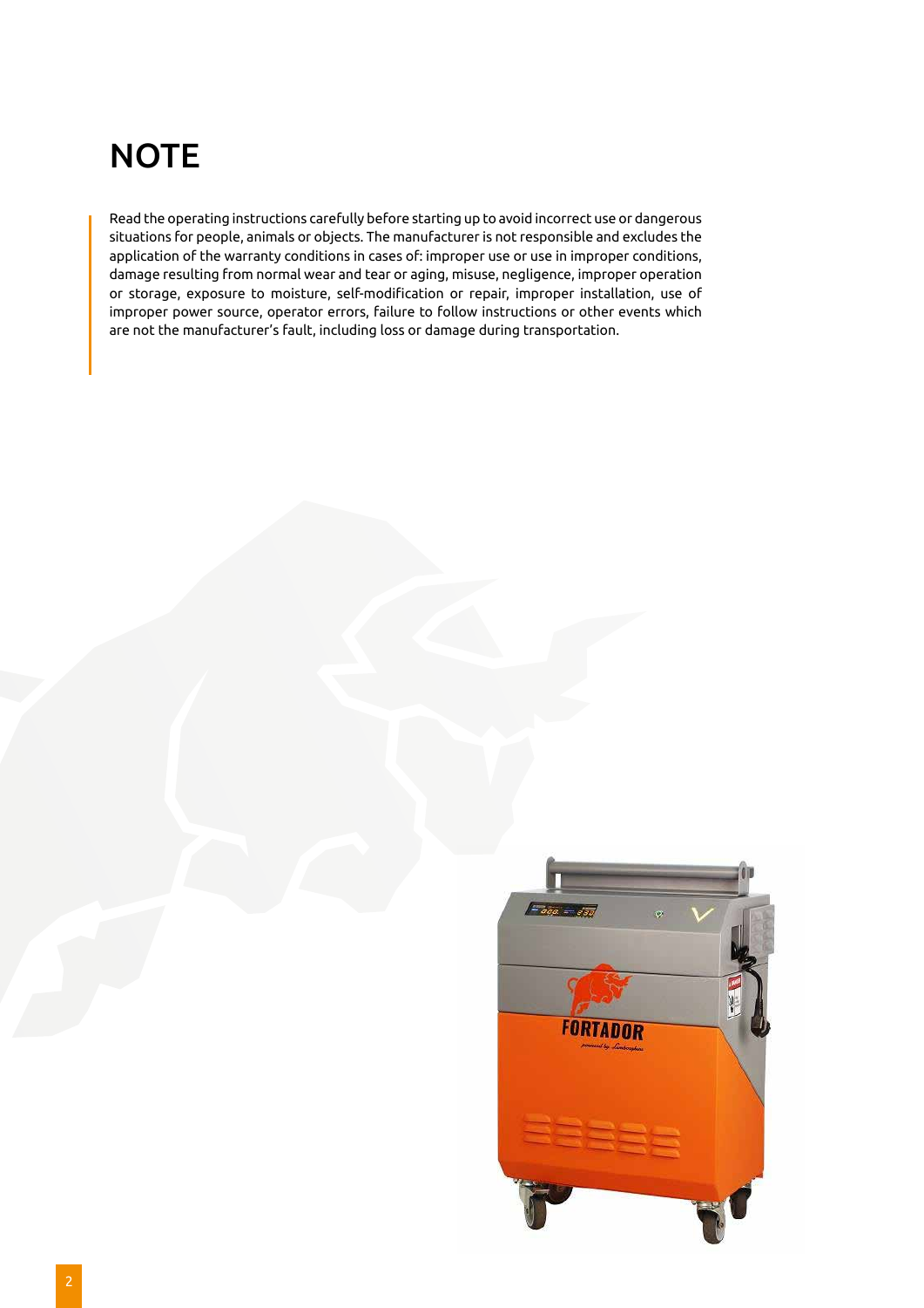# NOTE

Read the operating instructions carefully before starting up to avoid incorrect use or dangerous situations for people, animals or objects. The manufacturer is not responsible and excludes the application of the warranty conditions in cases of: improper use or use in improper conditions, damage resulting from normal wear and tear or aging, misuse, negligence, improper operation or storage, exposure to moisture, self-modification or repair, improper installation, use of improper power source, operator errors, failure to follow instructions or other events which are not the manufacturer's fault, including loss or damage during transportation.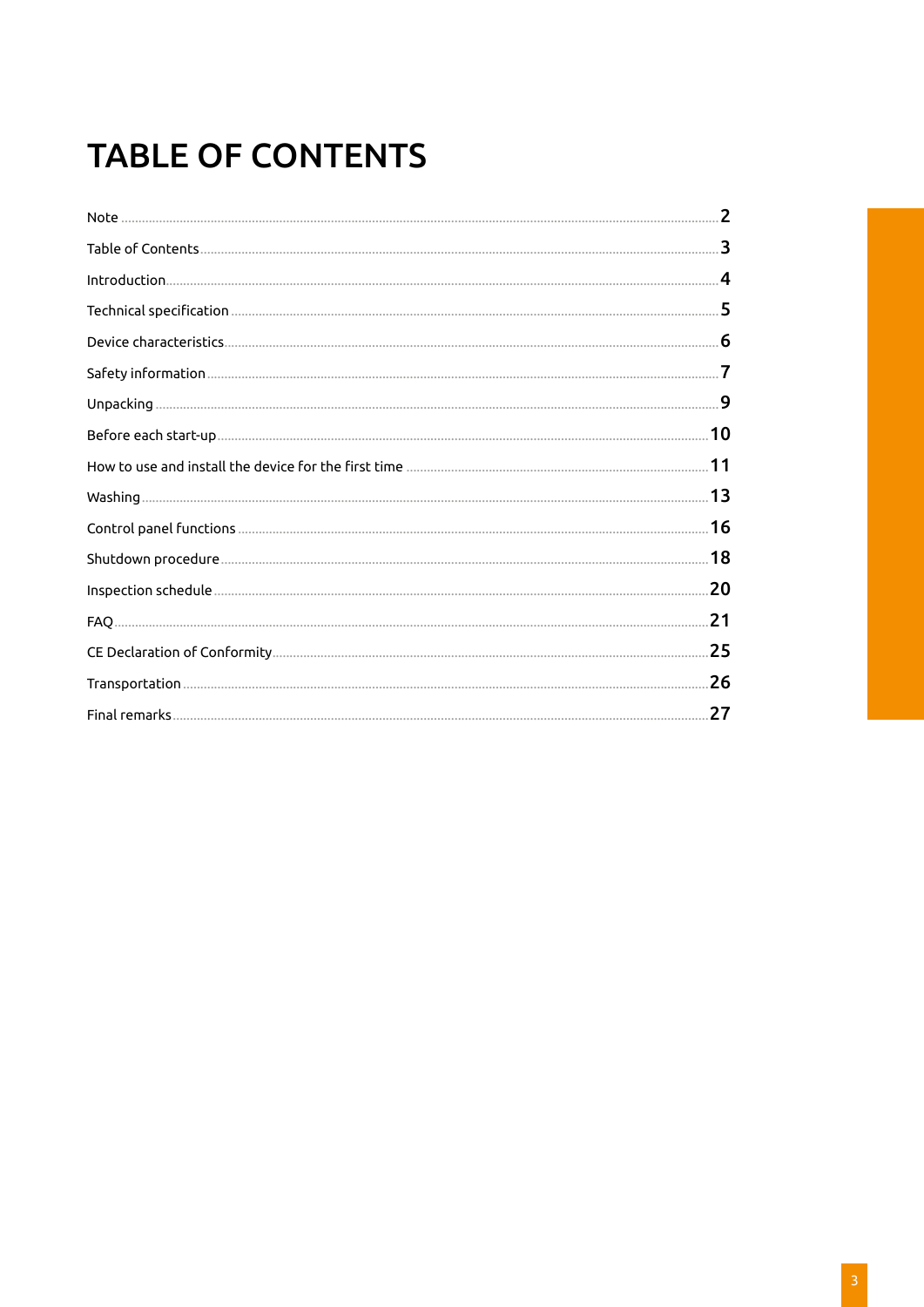# TABLE OF CONTENTS

| | |
|---|---|
| Note | 2 |
| Table of Contents | 3 |
| Introduction | 4 |
| Technical specification | 5 |
| Device characteristics | 6 |
| Safety information | 7 |
| Unpacking | 9 |
| Before each start-up | 10 |
| How to use and install the device for the first time | 11 |
| Washing | 13 |
| Control panel functions | 16 |
| Shutdown procedure | 18 |
| Inspection schedule | 20 |
| FAQ | 21 |
| CE Declaration of Conformity | 25 |
| Transportation | 26 |
| Final remarks | 27 |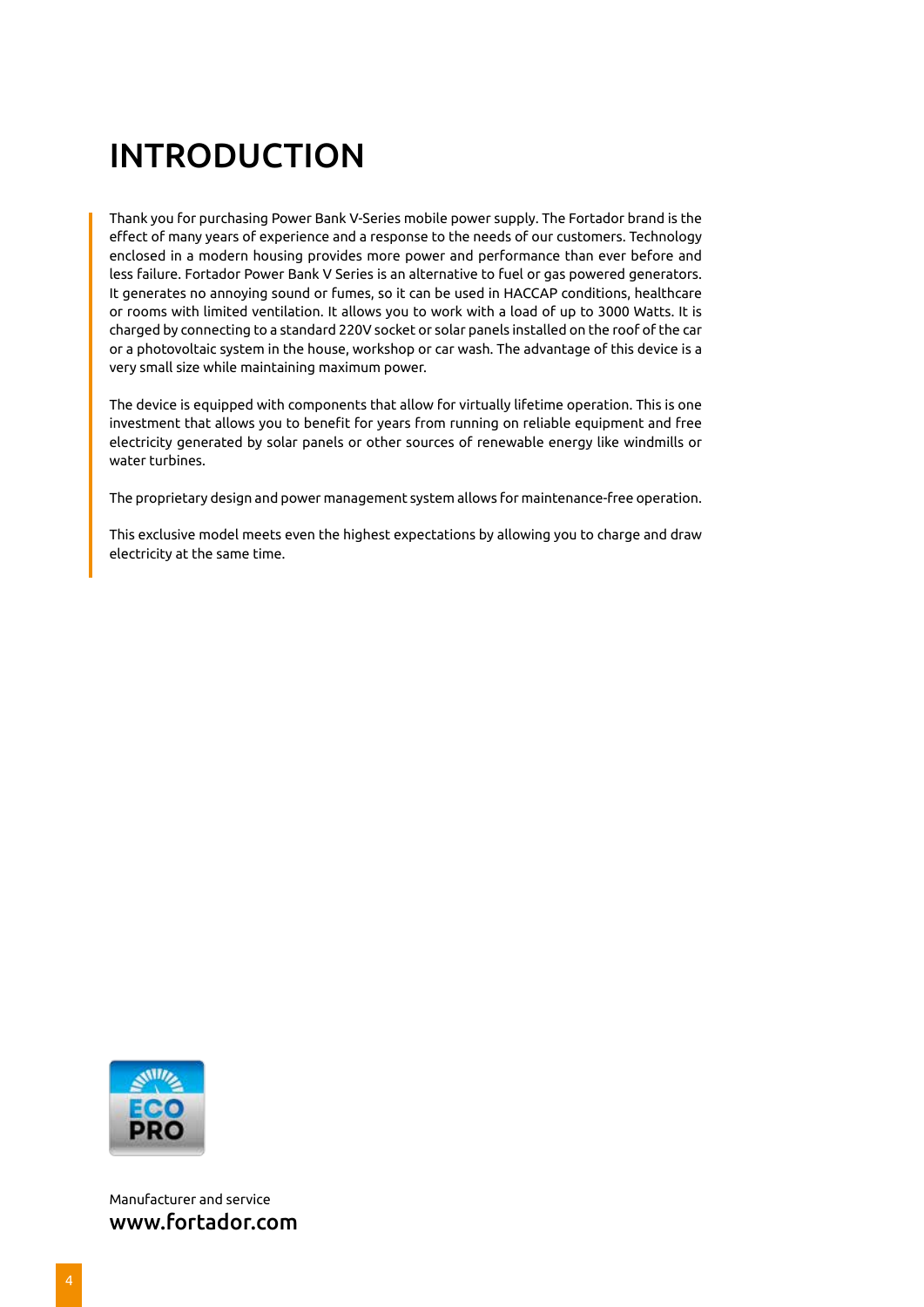# INTRODUCTION

Thank you for purchasing Power Bank V-Series mobile power supply. The Fortador brand is the effect of many years of experience and a response to the needs of our customers. Technology enclosed in a modern housing provides more power and performance than ever before and less failure. Fortador Power Bank V Series is an alternative to fuel or gas powered generators. It generates no annoying sound or fumes, so it can be used in HACCAP conditions, healthcare or rooms with limited ventilation. It allows you to work with a load of up to 3000 Watts. It is charged by connecting to a standard 220V socket or solar panels installed on the roof of the car or a photovoltaic system in the house, workshop or car wash. The advantage of this device is a very small size while maintaining maximum power.

The device is equipped with components that allow for virtually lifetime operation. This is one investment that allows you to benefit for years from running on reliable equipment and free electricity generated by solar panels or other sources of renewable energy like windmills or water turbines.

The proprietary design and power management system allows for maintenance-free operation.

This exclusive model meets even the highest expectations by allowing you to charge and draw electricity at the same time.

ECO PRO

Manufacturer and service

**www.fortador.com**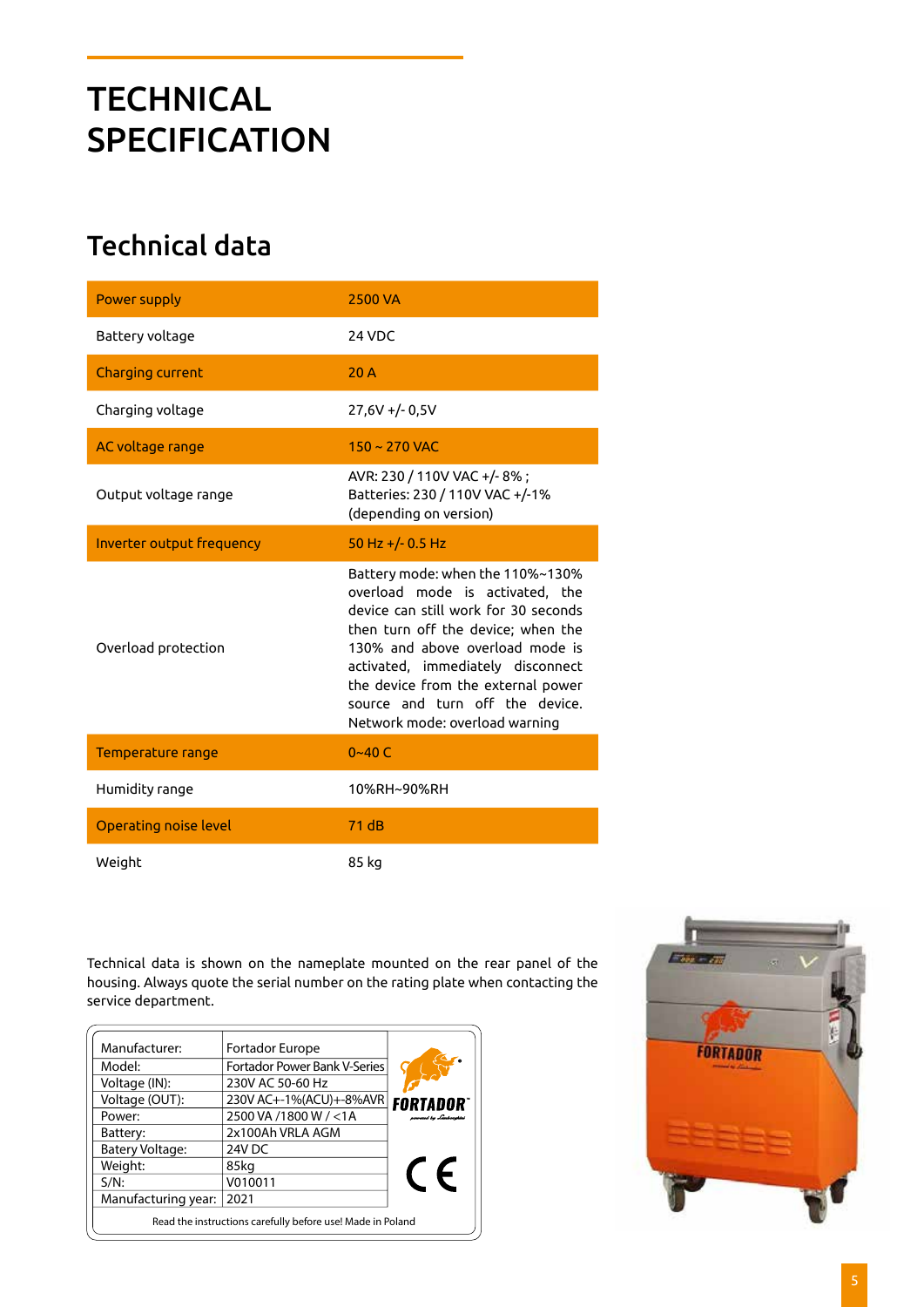# TECHNICAL SPECIFICATION

## Technical data

| | |
|---|---|
| Power supply | 2500 VA |
| Battery voltage | 24 VDC |
| Charging current | 20 A |
| Charging voltage | 27,6V +/- 0,5V |
| AC voltage range | 150 ~ 270 VAC |
| Output voltage range | AVR: 230 / 110V VAC +/- 8% ; Batteries: 230 / 110V VAC +/-1% (depending on version) |
| Inverter output frequency | 50 Hz +/- 0.5 Hz |
| Overload protection | Battery mode: when the 110%~130% overload mode is activated, the device can still work for 30 seconds then turn off the device; when the 130% and above overload mode is activated, immediately disconnect the device from the external power source and turn off the device. Network mode: overload warning |
| Temperature range | 0~40 C |
| Humidity range | 10%RH~90%RH |
| Operating noise level | 71 dB |
| Weight | 85 kg |

Technical data is shown on the nameplate mounted on the rear panel of the housing. Always quote the serial number on the rating plate when contacting the service department.

| | |
|---|---|
| Manufacturer: | Fortador Europe |
| Model: | Fortador Power Bank V-Series |
| Voltage (IN): | 230V AC 50-60 Hz |
| Voltage (OUT): | 230V AC+-1%(ACU)+-8%AVR |
| Power: | 2500 VA /1800 W / <1A |
| Battery: | 2x100Ah VRLA AGM |
| Batery Voltage: | 24V DC |
| Weight: | 85kg |
| S/N: | V010011 |
| Manufacturing year: | 2021 |

FORTADOR

CE

Read the instructions carefully before use! Made in Poland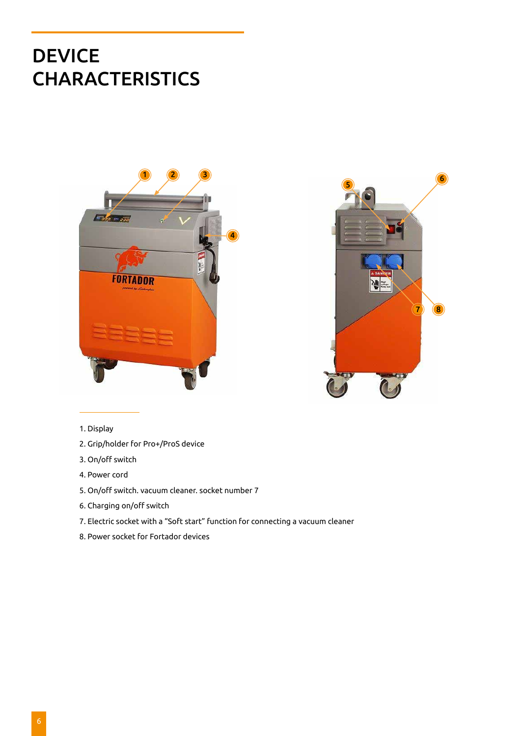# DEVICE CHARACTERISTICS

1. Display
2. Grip/holder for Pro+/ProS device
3. On/off switch
4. Power cord
5. On/off switch. vacuum cleaner. socket number 7
6. Charging on/off switch
7. Electric socket with a “Soft start” function for connecting a vacuum cleaner
8. Power socket for Fortador devices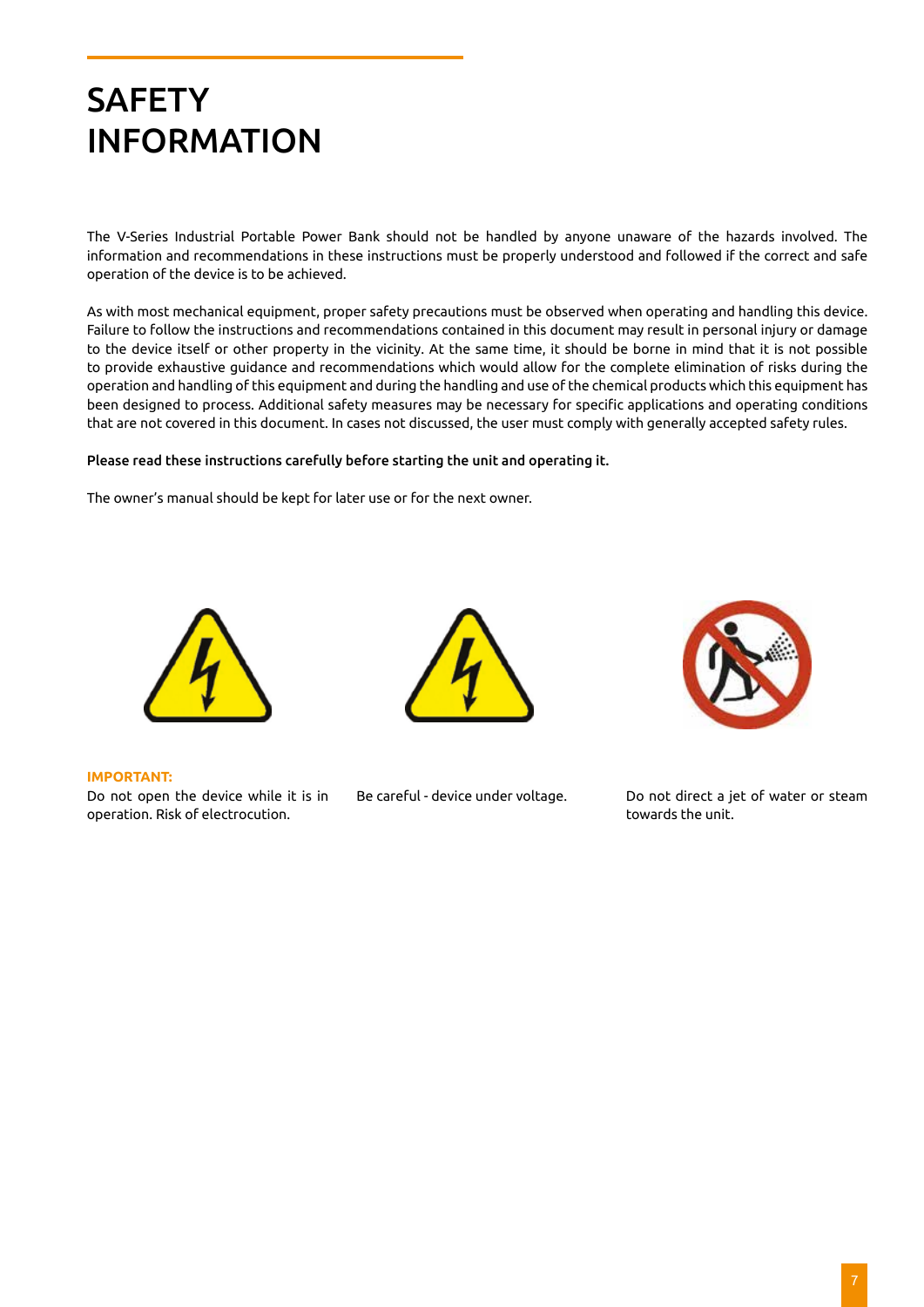# SAFETY INFORMATION

The V-Series Industrial Portable Power Bank should not be handled by anyone unaware of the hazards involved. The information and recommendations in these instructions must be properly understood and followed if the correct and safe operation of the device is to be achieved.

As with most mechanical equipment, proper safety precautions must be observed when operating and handling this device. Failure to follow the instructions and recommendations contained in this document may result in personal injury or damage to the device itself or other property in the vicinity. At the same time, it should be borne in mind that it is not possible to provide exhaustive guidance and recommendations which would allow for the complete elimination of risks during the operation and handling of this equipment and during the handling and use of the chemical products which this equipment has been designed to process. Additional safety measures may be necessary for specific applications and operating conditions that are not covered in this document. In cases not discussed, the user must comply with generally accepted safety rules.

**Please read these instructions carefully before starting the unit and operating it.**

The owner's manual should be kept for later use or for the next owner.

**IMPORTANT:**
Do not open the device while it is in operation. Risk of electrocution.

Be careful - device under voltage.

Do not direct a jet of water or steam towards the unit.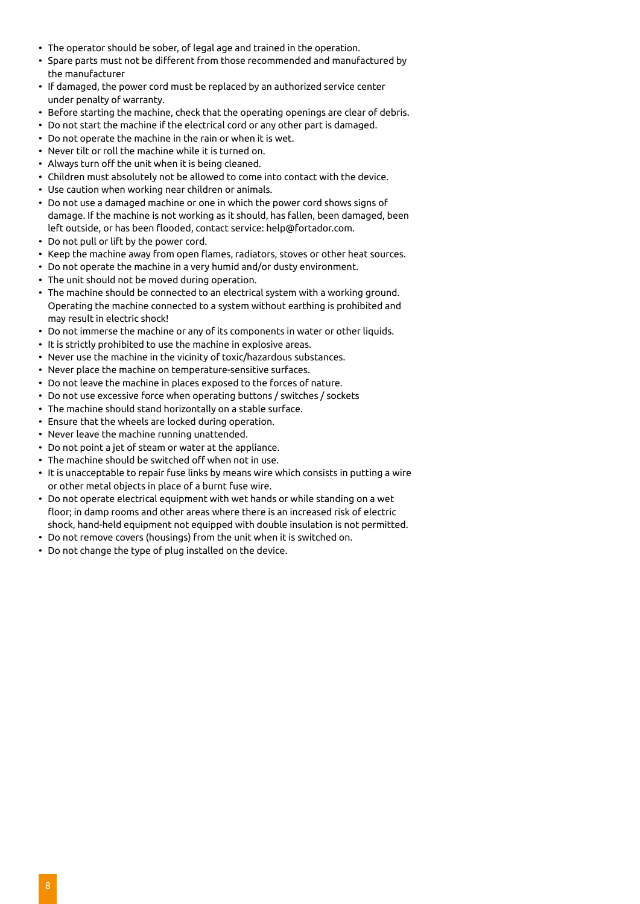- The operator should be sober, of legal age and trained in the operation.
- Spare parts must not be different from those recommended and manufactured by the manufacturer
- If damaged, the power cord must be replaced by an authorized service center under penalty of warranty.
- Before starting the machine, check that the operating openings are clear of debris.
- Do not start the machine if the electrical cord or any other part is damaged.
- Do not operate the machine in the rain or when it is wet.
- Never tilt or roll the machine while it is turned on.
- Always turn off the unit when it is being cleaned.
- Children must absolutely not be allowed to come into contact with the device.
- Use caution when working near children or animals.
- Do not use a damaged machine or one in which the power cord shows signs of damage. If the machine is not working as it should, has fallen, been damaged, been left outside, or has been flooded, contact service: help@fortador.com.
- Do not pull or lift by the power cord.
- Keep the machine away from open flames, radiators, stoves or other heat sources.
- Do not operate the machine in a very humid and/or dusty environment.
- The unit should not be moved during operation.
- The machine should be connected to an electrical system with a working ground. Operating the machine connected to a system without earthing is prohibited and may result in electric shock!
- Do not immerse the machine or any of its components in water or other liquids.
- It is strictly prohibited to use the machine in explosive areas.
- Never use the machine in the vicinity of toxic/hazardous substances.
- Never place the machine on temperature-sensitive surfaces.
- Do not leave the machine in places exposed to the forces of nature.
- Do not use excessive force when operating buttons / switches / sockets
- The machine should stand horizontally on a stable surface.
- Ensure that the wheels are locked during operation.
- Never leave the machine running unattended.
- Do not point a jet of steam or water at the appliance.
- The machine should be switched off when not in use.
- It is unacceptable to repair fuse links by means wire which consists in putting a wire or other metal objects in place of a burnt fuse wire.
- Do not operate electrical equipment with wet hands or while standing on a wet floor; in damp rooms and other areas where there is an increased risk of electric shock, hand-held equipment not equipped with double insulation is not permitted.
- Do not remove covers (housings) from the unit when it is switched on.
- Do not change the type of plug installed on the device.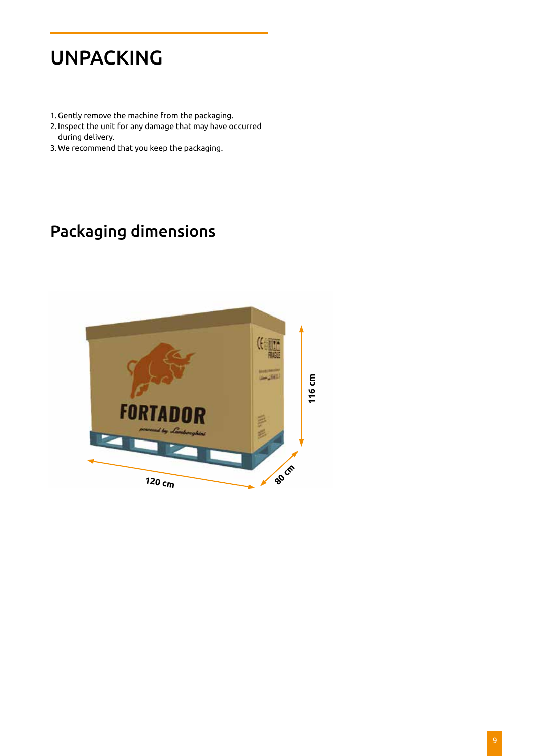# UNPACKING

1. Gently remove the machine from the packaging.
2. Inspect the unit for any damage that may have occurred during delivery.
3. We recommend that you keep the packaging.

## Packaging dimensions

120 cm

80 cm

116 cm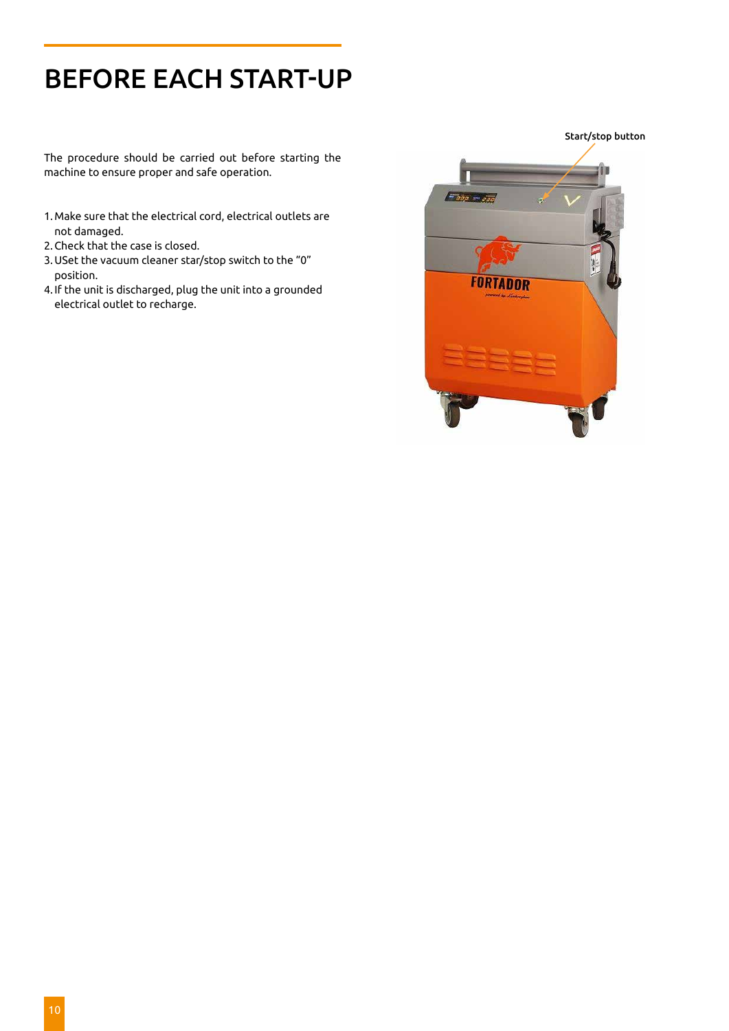# BEFORE EACH START-UP

The procedure should be carried out before starting the machine to ensure proper and safe operation.

1. Make sure that the electrical cord, electrical outlets are not damaged.
2. Check that the case is closed.
3. USet the vacuum cleaner star/stop switch to the "0" position.
4. If the unit is discharged, plug the unit into a grounded electrical outlet to recharge.

Start/stop button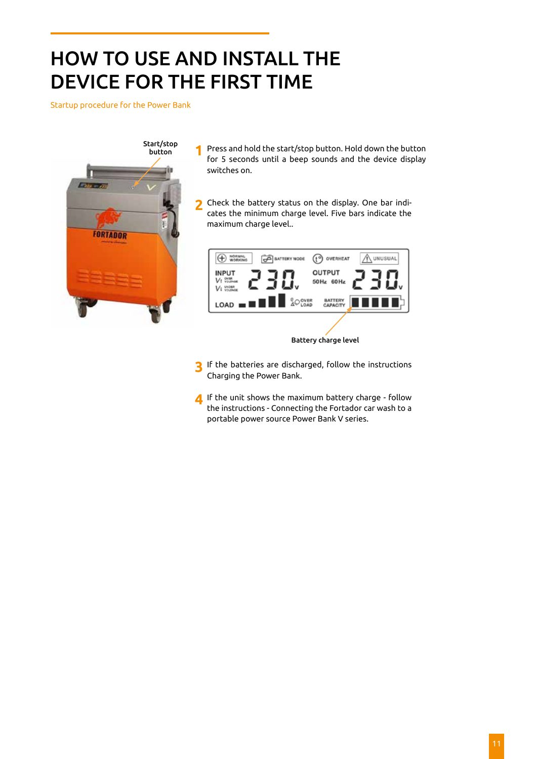# HOW TO USE AND INSTALL THE DEVICE FOR THE FIRST TIME

Startup procedure for the Power Bank

Start/stop button

1. Press and hold the start/stop button. Hold down the button for 5 seconds until a beep sounds and the device display switches on.

2. Check the battery status on the display. One bar indicates the minimum charge level. Five bars indicate the maximum charge level..

Battery charge level

3. If the batteries are discharged, follow the instructions Charging the Power Bank.

4. If the unit shows the maximum battery charge - follow the instructions - Connecting the Fortador car wash to a portable power source Power Bank V series.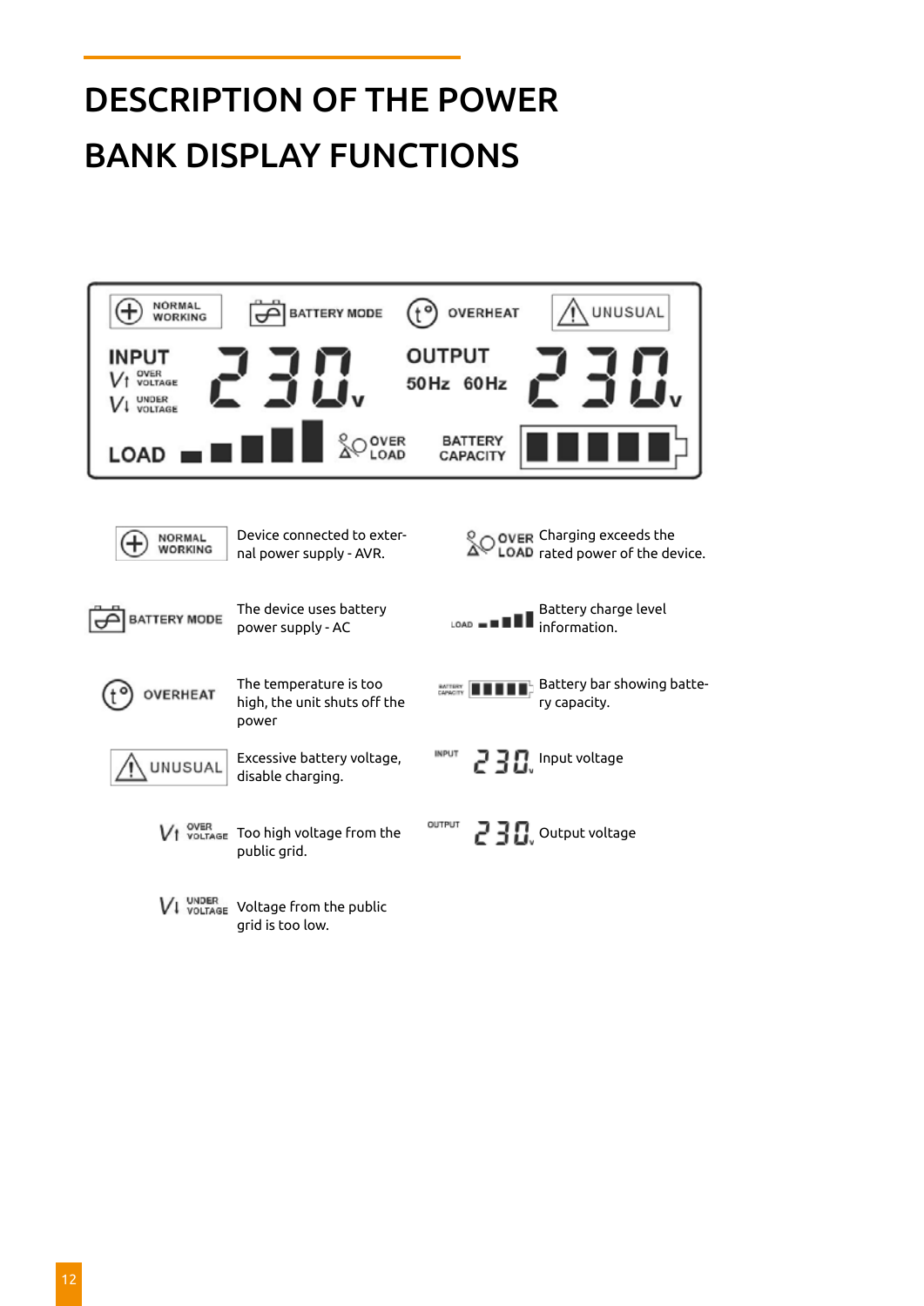# DESCRIPTION OF THE POWER BANK DISPLAY FUNCTIONS

| Icon | Description |
| --- | --- |
| NORMAL WORKING | Device connected to external power supply - AVR. |
| BATTERY MODE | The device uses battery power supply - AC |
| OVERHEAT | The temperature is too high, the unit shuts off the power |
| UNUSUAL | Excessive battery voltage, disable charging. |
| V↑ OVER VOLTAGE | Too high voltage from the public grid. |
| V↓ UNDER VOLTAGE | Voltage from the public grid is too low. |
| OVER LOAD | Charging exceeds the rated power of the device. |
| LOAD | Battery charge level information. |
| BATTERY CAPACITY | Battery bar showing battery capacity. |
| INPUT 230V | Input voltage |
| OUTPUT 230V | Output voltage |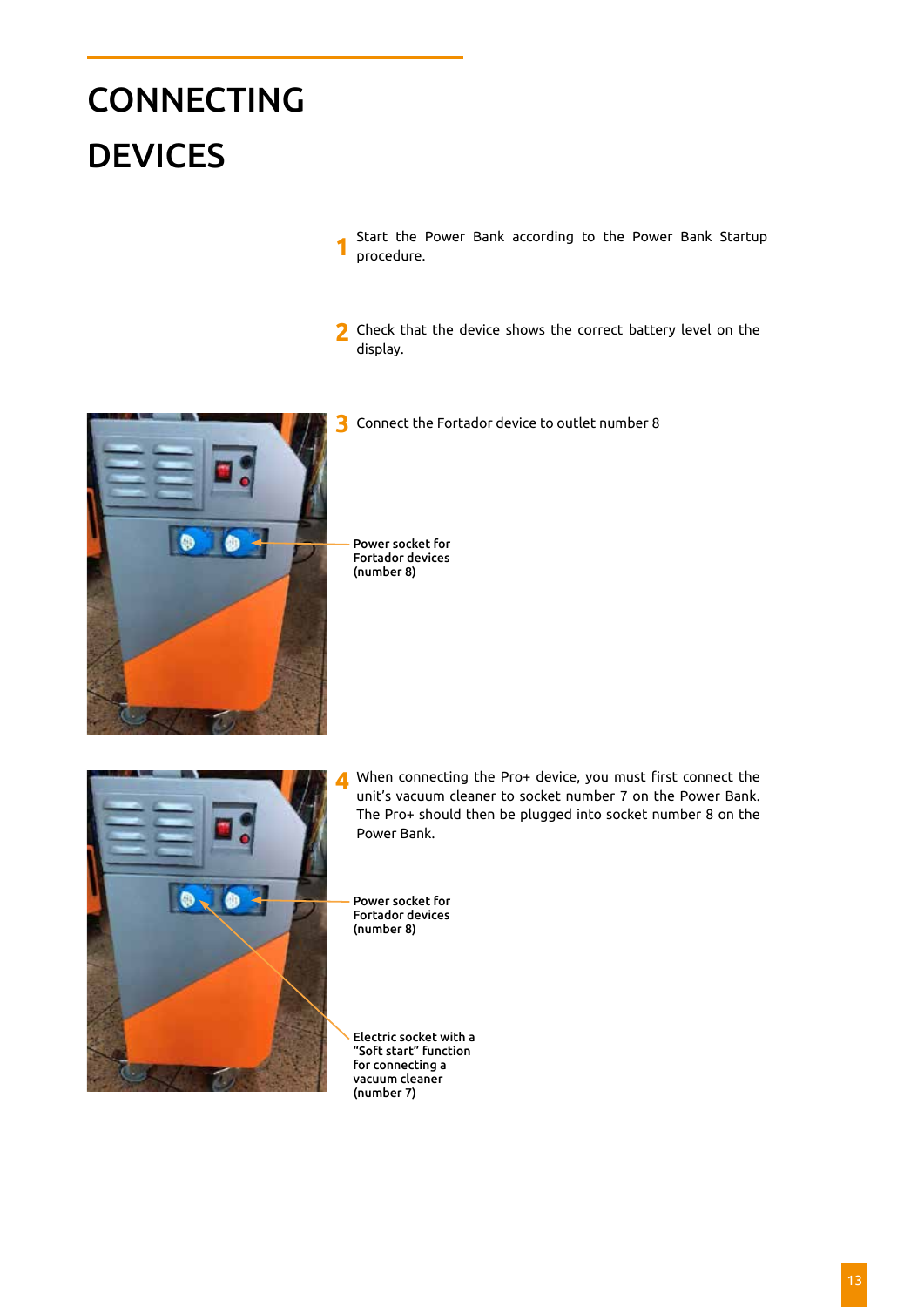# CONNECTING DEVICES

1. Start the Power Bank according to the Power Bank Startup procedure.

2. Check that the device shows the correct battery level on the display.

3. Connect the Fortador device to outlet number 8

Power socket for Fortador devices (number 8)

4. When connecting the Pro+ device, you must first connect the unit's vacuum cleaner to socket number 7 on the Power Bank. The Pro+ should then be plugged into socket number 8 on the Power Bank.

Power socket for Fortador devices (number 8)

Electric socket with a "Soft start" function for connecting a vacuum cleaner (number 7)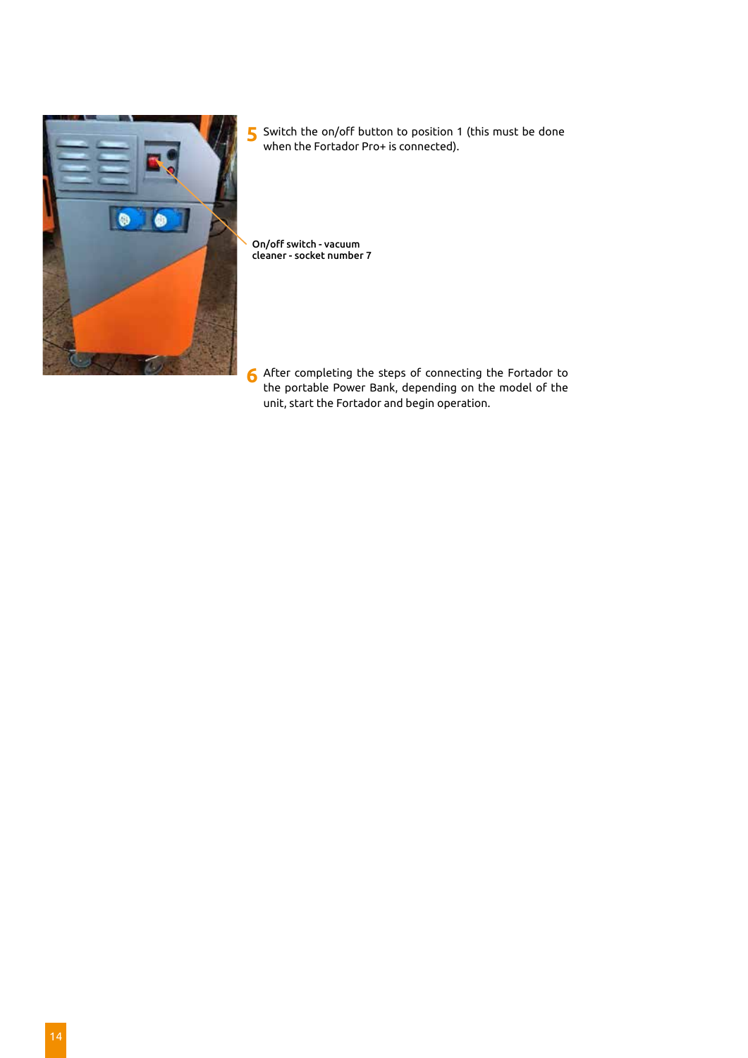**5** Switch the on/off button to position 1 (this must be done when the Fortador Pro+ is connected).

On/off switch - vacuum cleaner - socket number 7

**6** After completing the steps of connecting the Fortador to the portable Power Bank, depending on the model of the unit, start the Fortador and begin operation.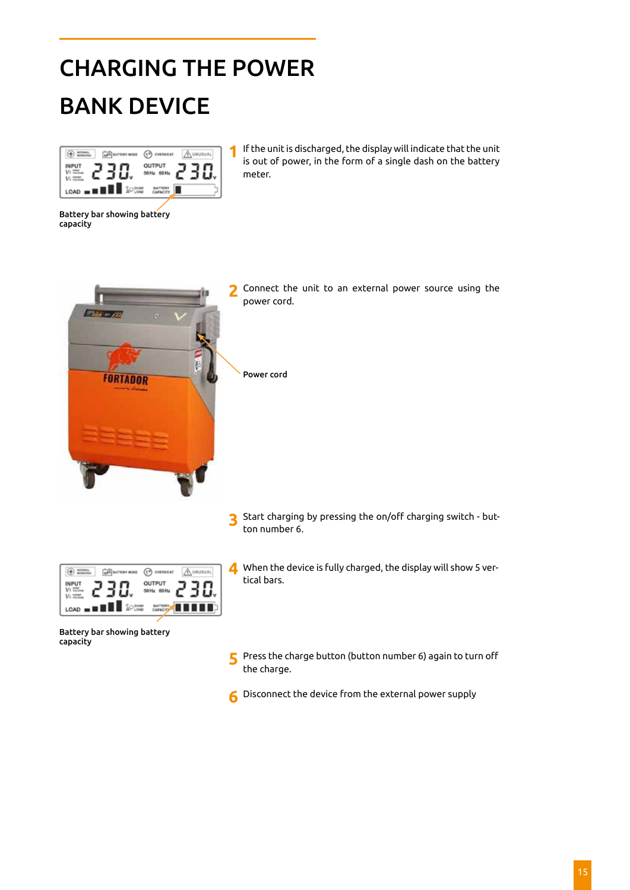# CHARGING THE POWER BANK DEVICE

Battery bar showing battery capacity

1 If the unit is discharged, the display will indicate that the unit is out of power, in the form of a single dash on the battery meter.

2 Connect the unit to an external power source using the power cord.

Power cord

3 Start charging by pressing the on/off charging switch - button number 6.

Battery bar showing battery capacity

4 When the device is fully charged, the display will show 5 vertical bars.

5 Press the charge button (button number 6) again to turn off the charge.

6 Disconnect the device from the external power supply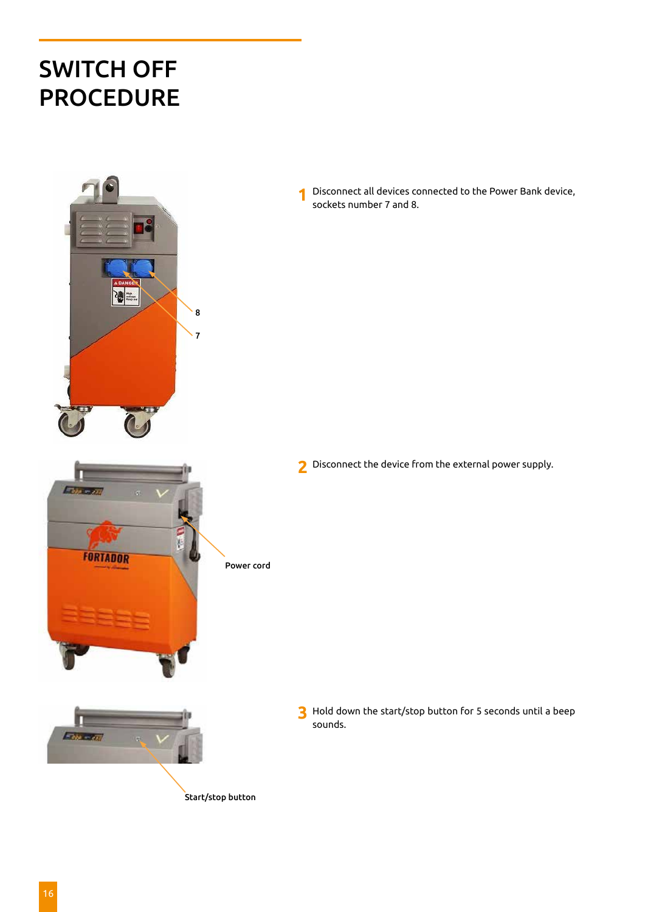# SWITCH OFF PROCEDURE

8

7

1. Disconnect all devices connected to the Power Bank device, sockets number 7 and 8.

Power cord

2. Disconnect the device from the external power supply.

Start/stop button

3. Hold down the start/stop button for 5 seconds until a beep sounds.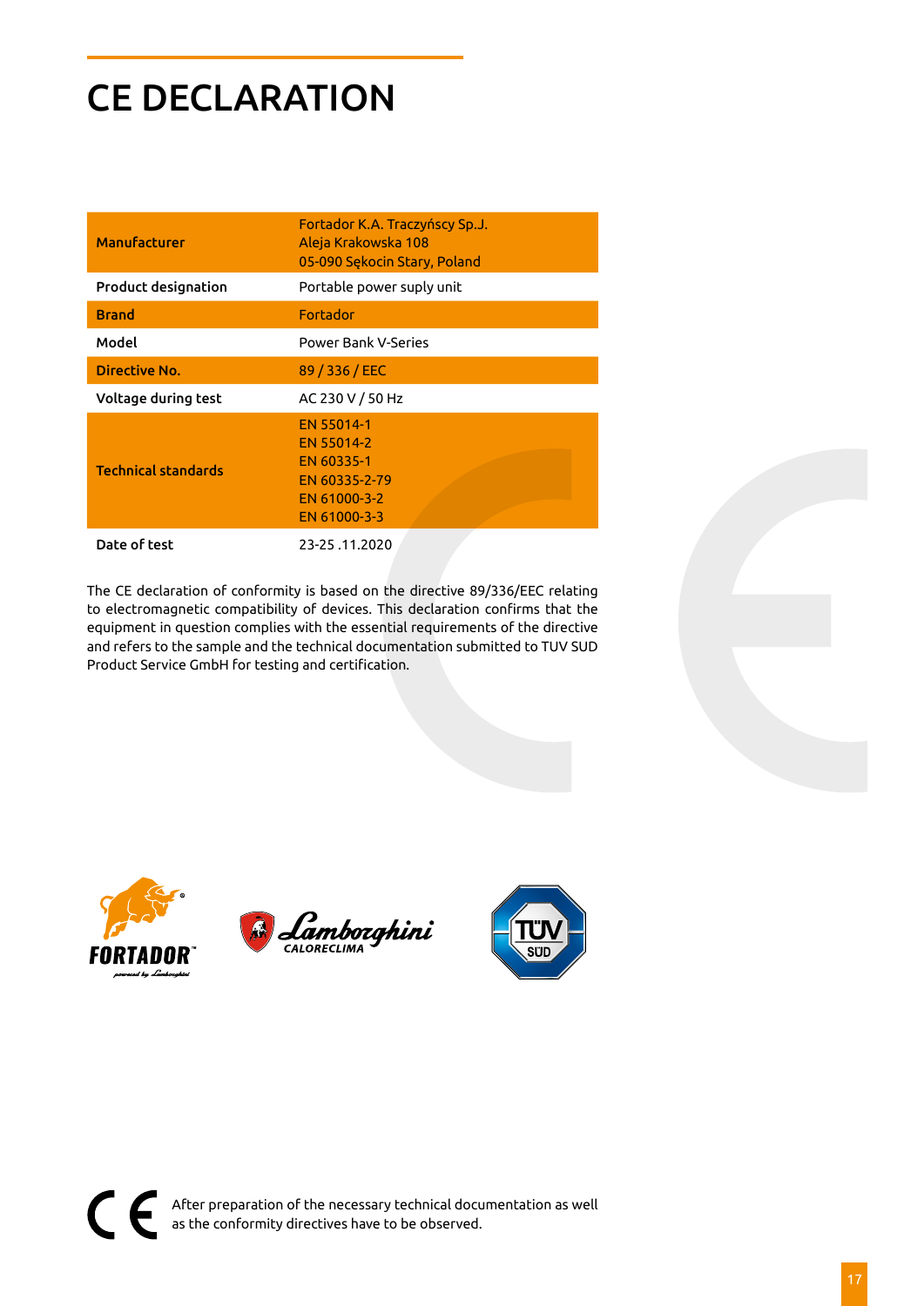# CE DECLARATION

| | |
|---|---|
| **Manufacturer** | Fortador K.A. Traczyńscy Sp.J.<br>Aleja Krakowska 108<br>05-090 Sękocin Stary, Poland |
| **Product designation** | Portable power suply unit |
| **Brand** | Fortador |
| **Model** | Power Bank V-Series |
| **Directive No.** | 89 / 336 / EEC |
| **Voltage during test** | AC 230 V / 50 Hz |
| **Technical standards** | EN 55014-1<br>EN 55014-2<br>EN 60335-1<br>EN 60335-2-79<br>EN 61000-3-2<br>EN 61000-3-3 |
| **Date of test** | 23-25 .11.2020 |

The CE declaration of conformity is based on the directive 89/336/EEC relating to electromagnetic compatibility of devices. This declaration confirms that the equipment in question complies with the essential requirements of the directive and refers to the sample and the technical documentation submitted to TUV SUD Product Service GmbH for testing and certification.

After preparation of the necessary technical documentation as well as the conformity directives have to be observed.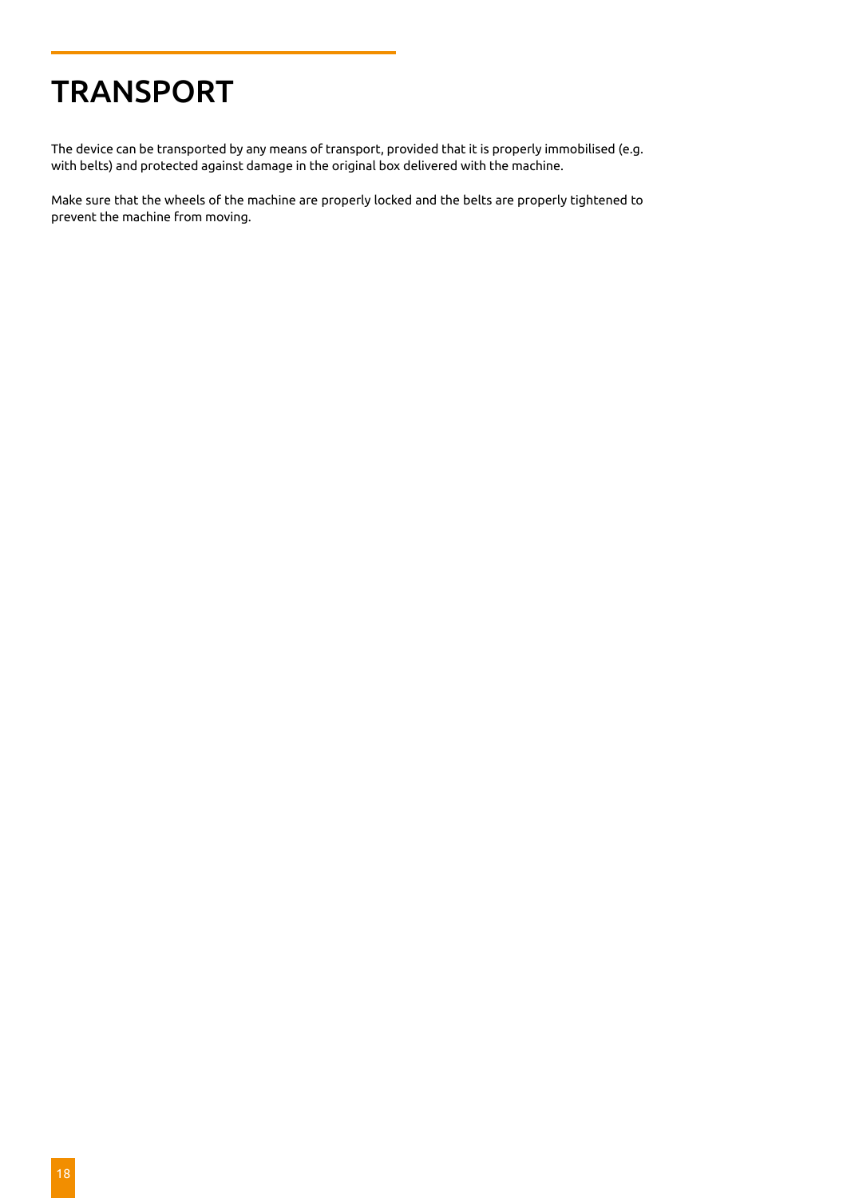# TRANSPORT

The device can be transported by any means of transport, provided that it is properly immobilised (e.g. with belts) and protected against damage in the original box delivered with the machine.

Make sure that the wheels of the machine are properly locked and the belts are properly tightened to prevent the machine from moving.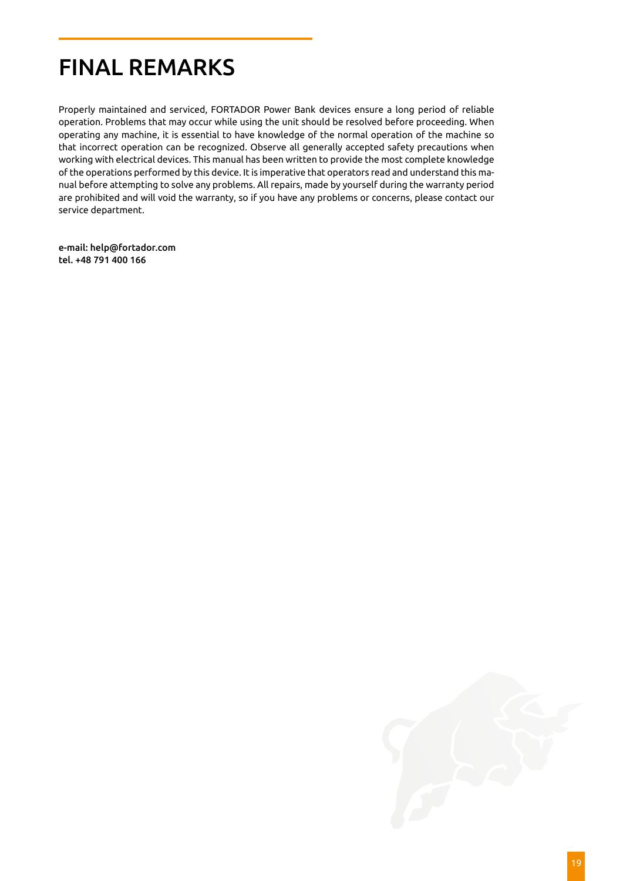# FINAL REMARKS

Properly maintained and serviced, FORTADOR Power Bank devices ensure a long period of reliable operation. Problems that may occur while using the unit should be resolved before proceeding. When operating any machine, it is essential to have knowledge of the normal operation of the machine so that incorrect operation can be recognized. Observe all generally accepted safety precautions when working with electrical devices. This manual has been written to provide the most complete knowledge of the operations performed by this device. It is imperative that operators read and understand this manual before attempting to solve any problems. All repairs, made by yourself during the warranty period are prohibited and will void the warranty, so if you have any problems or concerns, please contact our service department.

e-mail: help@fortador.com
tel. +48 791 400 166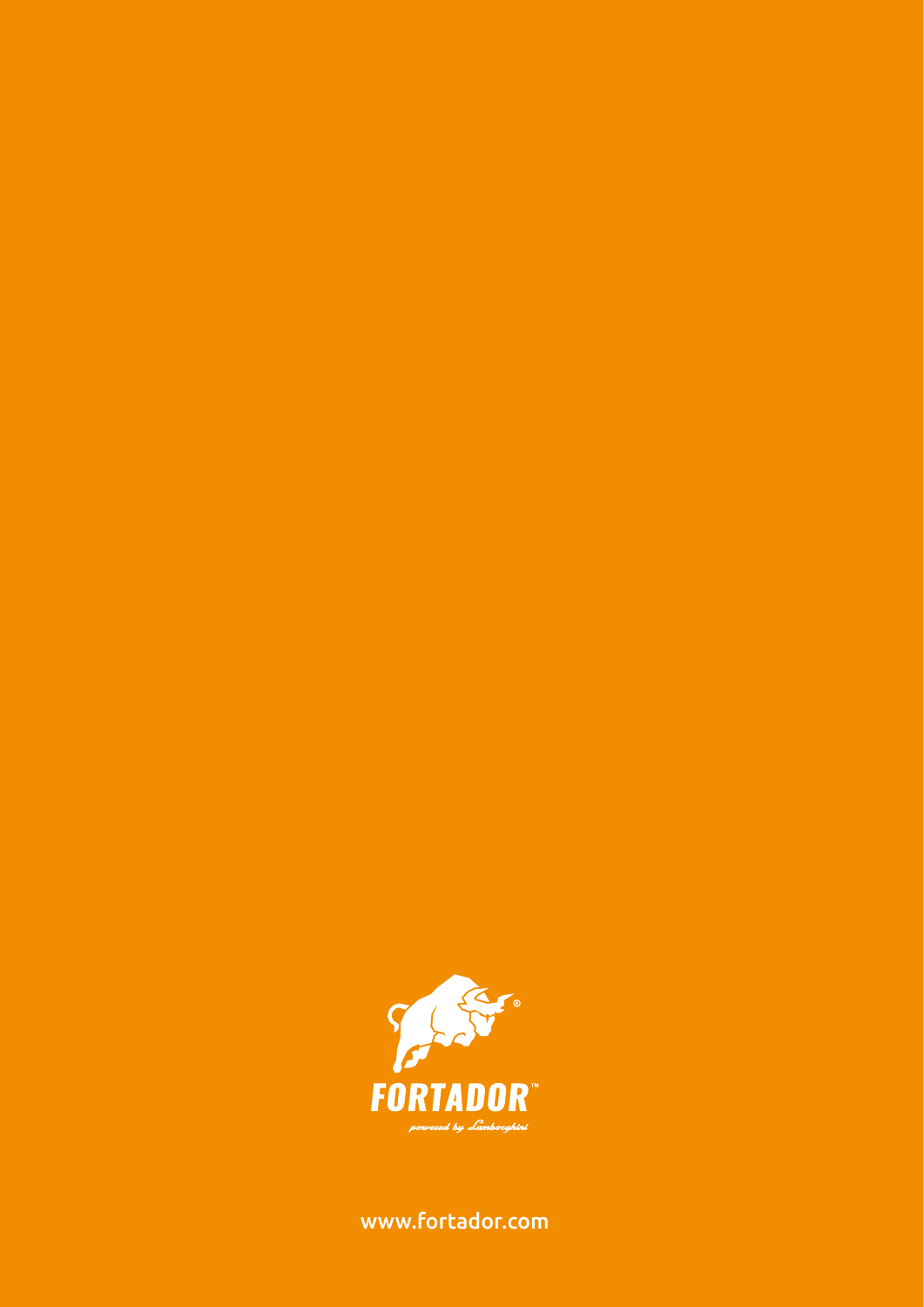FORTADOR™

powered by Lamborghini

www.fortador.com